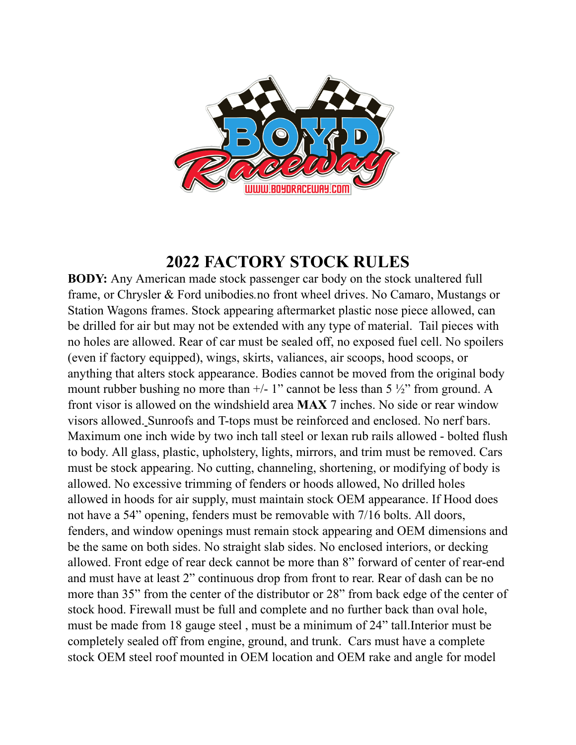# 2022 FACTORY STOCK RULES

**BODY:** Any American made stock passenger car body on the stock unaltered full frame, or Chrysler & Ford unibodies.no front wheel drives. No Camaro, Mustangs or Station Wagons frames. Stock appearing aftermarket plastic nose piece allowed, can be drilled for air but may not be extended with any type of material. Tail pieces with no holes are allowed. Rear of car must be sealed off, no exposed fuel cell. No spoilers (even if factory equipped), wings, skirts, valiances, air scoops, hood scoops, or anything that alters stock appearance. Bodies cannot be moved from the original body mount rubber bushing no more than +/- 1" cannot be less than 5 ½" from ground. A front visor is allowed on the windshield area **MAX** 7 inches. No side or rear window visors allowed. Sunroofs and T-tops must be reinforced and enclosed. No nerf bars. Maximum one inch wide by two inch tall steel or lexan rub rails allowed - bolted flush to body. All glass, plastic, upholstery, lights, mirrors, and trim must be removed. Cars must be stock appearing. No cutting, channeling, shortening, or modifying of body is allowed. No excessive trimming of fenders or hoods allowed, No drilled holes allowed in hoods for air supply, must maintain stock OEM appearance. If Hood does not have a 54" opening, fenders must be removable with 7/16 bolts. All doors, fenders, and window openings must remain stock appearing and OEM dimensions and be the same on both sides. No straight slab sides. No enclosed interiors, or decking allowed. Front edge of rear deck cannot be more than 8" forward of center of rear-end and must have at least 2" continuous drop from front to rear. Rear of dash can be no more than 35" from the center of the distributor or 28" from back edge of the center of stock hood. Firewall must be full and complete and no further back than oval hole, must be made from 18 gauge steel , must be a minimum of 24" tall.Interior must be completely sealed off from engine, ground, and trunk. Cars must have a complete stock OEM steel roof mounted in OEM location and OEM rake and angle for model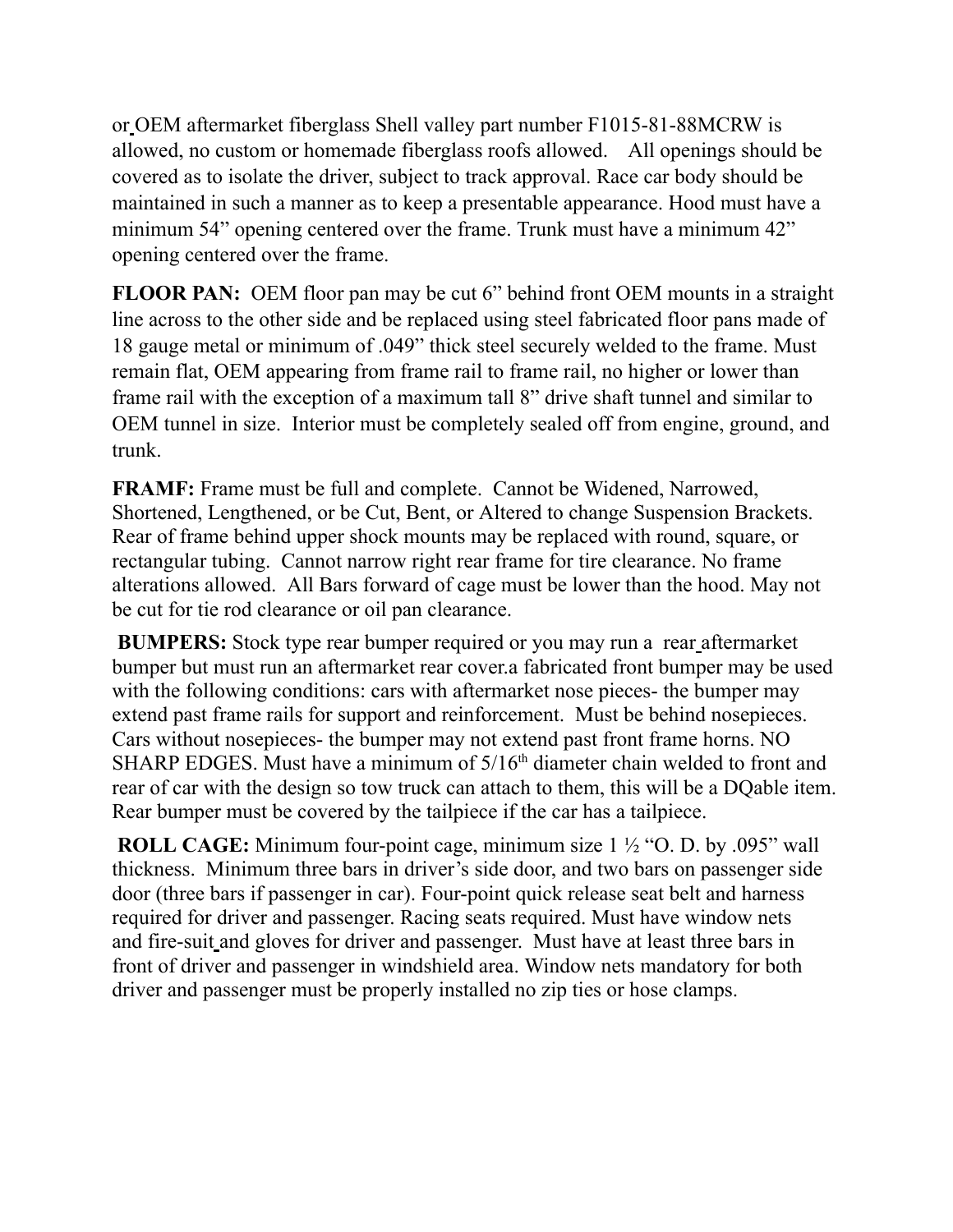or OEM aftermarket fiberglass Shell valley part number F1015-81-88MCRW is allowed, no custom or homemade fiberglass roofs allowed.   All openings should be covered as to isolate the driver, subject to track approval. Race car body should be maintained in such a manner as to keep a presentable appearance. Hood must have a minimum 54" opening centered over the frame. Trunk must have a minimum 42" opening centered over the frame.

**FLOOR PAN:** OEM floor pan may be cut 6" behind front OEM mounts in a straight line across to the other side and be replaced using steel fabricated floor pans made of 18 gauge metal or minimum of .049" thick steel securely welded to the frame. Must remain flat, OEM appearing from frame rail to frame rail, no higher or lower than frame rail with the exception of a maximum tall 8" drive shaft tunnel and similar to OEM tunnel in size.  Interior must be completely sealed off from engine, ground, and trunk.

**FRAMF:** Frame must be full and complete.  Cannot be Widened, Narrowed, Shortened, Lengthened, or be Cut, Bent, or Altered to change Suspension Brackets. Rear of frame behind upper shock mounts may be replaced with round, square, or rectangular tubing.  Cannot narrow right rear frame for tire clearance. No frame alterations allowed.  All Bars forward of cage must be lower than the hood. May not be cut for tie rod clearance or oil pan clearance.

**BUMPERS:** Stock type rear bumper required or you may run a  rear aftermarket bumper but must run an aftermarket rear cover.a fabricated front bumper may be used with the following conditions: cars with aftermarket nose pieces- the bumper may extend past frame rails for support and reinforcement.  Must be behind nosepieces. Cars without nosepieces- the bumper may not extend past front frame horns. NO SHARP EDGES. Must have a minimum of 5/16th diameter chain welded to front and rear of car with the design so tow truck can attach to them, this will be a DQable item. Rear bumper must be covered by the tailpiece if the car has a tailpiece.

**ROLL CAGE:** Minimum four-point cage, minimum size 1 ½ "O. D. by .095" wall thickness.  Minimum three bars in driver's side door, and two bars on passenger side door (three bars if passenger in car). Four-point quick release seat belt and harness required for driver and passenger. Racing seats required. Must have window nets and fire-suit and gloves for driver and passenger.  Must have at least three bars in front of driver and passenger in windshield area. Window nets mandatory for both driver and passenger must be properly installed no zip ties or hose clamps.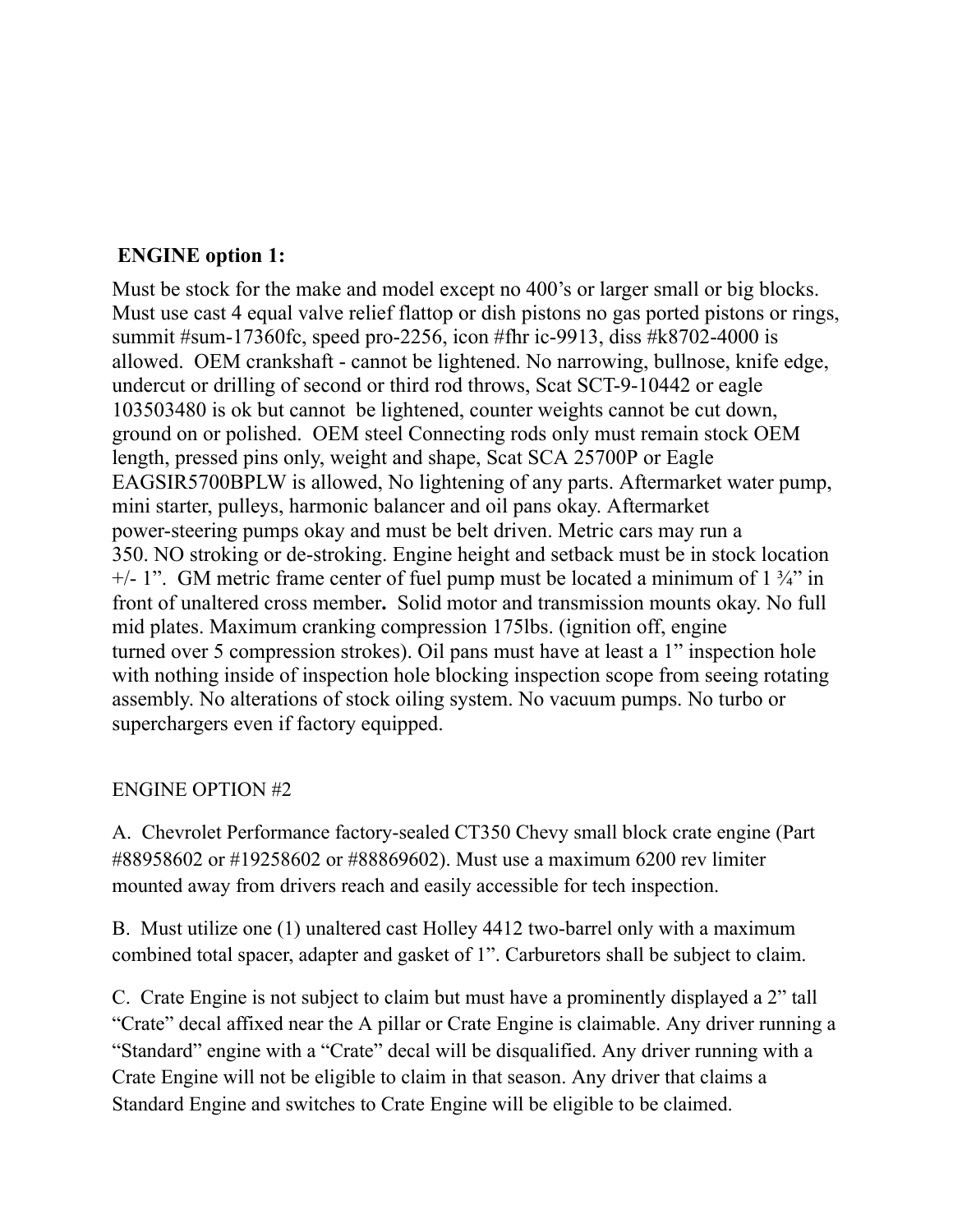**ENGINE option 1:**

Must be stock for the make and model except no 400's or larger small or big blocks. Must use cast 4 equal valve relief flattop or dish pistons no gas ported pistons or rings, summit #sum-17360fc, speed pro-2256, icon #fhr ic-9913, diss #k8702-4000 is allowed. OEM crankshaft - cannot be lightened. No narrowing, bullnose, knife edge, undercut or drilling of second or third rod throws, Scat SCT-9-10442 or eagle 103503480 is ok but cannot be lightened, counter weights cannot be cut down, ground on or polished. OEM steel Connecting rods only must remain stock OEM length, pressed pins only, weight and shape, Scat SCA 25700P or Eagle EAGSIR5700BPLW is allowed, No lightening of any parts. Aftermarket water pump, mini starter, pulleys, harmonic balancer and oil pans okay. Aftermarket power-steering pumps okay and must be belt driven. Metric cars may run a 350. NO stroking or de-stroking. Engine height and setback must be in stock location +/- 1". GM metric frame center of fuel pump must be located a minimum of 1 ¾" in front of unaltered cross member**.** Solid motor and transmission mounts okay. No full mid plates. Maximum cranking compression 175lbs. (ignition off, engine turned over 5 compression strokes). Oil pans must have at least a 1" inspection hole with nothing inside of inspection hole blocking inspection scope from seeing rotating assembly. No alterations of stock oiling system. No vacuum pumps. No turbo or superchargers even if factory equipped.

ENGINE OPTION #2

A. Chevrolet Performance factory-sealed CT350 Chevy small block crate engine (Part #88958602 or #19258602 or #88869602). Must use a maximum 6200 rev limiter mounted away from drivers reach and easily accessible for tech inspection.

B. Must utilize one (1) unaltered cast Holley 4412 two-barrel only with a maximum combined total spacer, adapter and gasket of 1". Carburetors shall be subject to claim.

C. Crate Engine is not subject to claim but must have a prominently displayed a 2" tall "Crate" decal affixed near the A pillar or Crate Engine is claimable. Any driver running a "Standard" engine with a "Crate" decal will be disqualified. Any driver running with a Crate Engine will not be eligible to claim in that season. Any driver that claims a Standard Engine and switches to Crate Engine will be eligible to be claimed.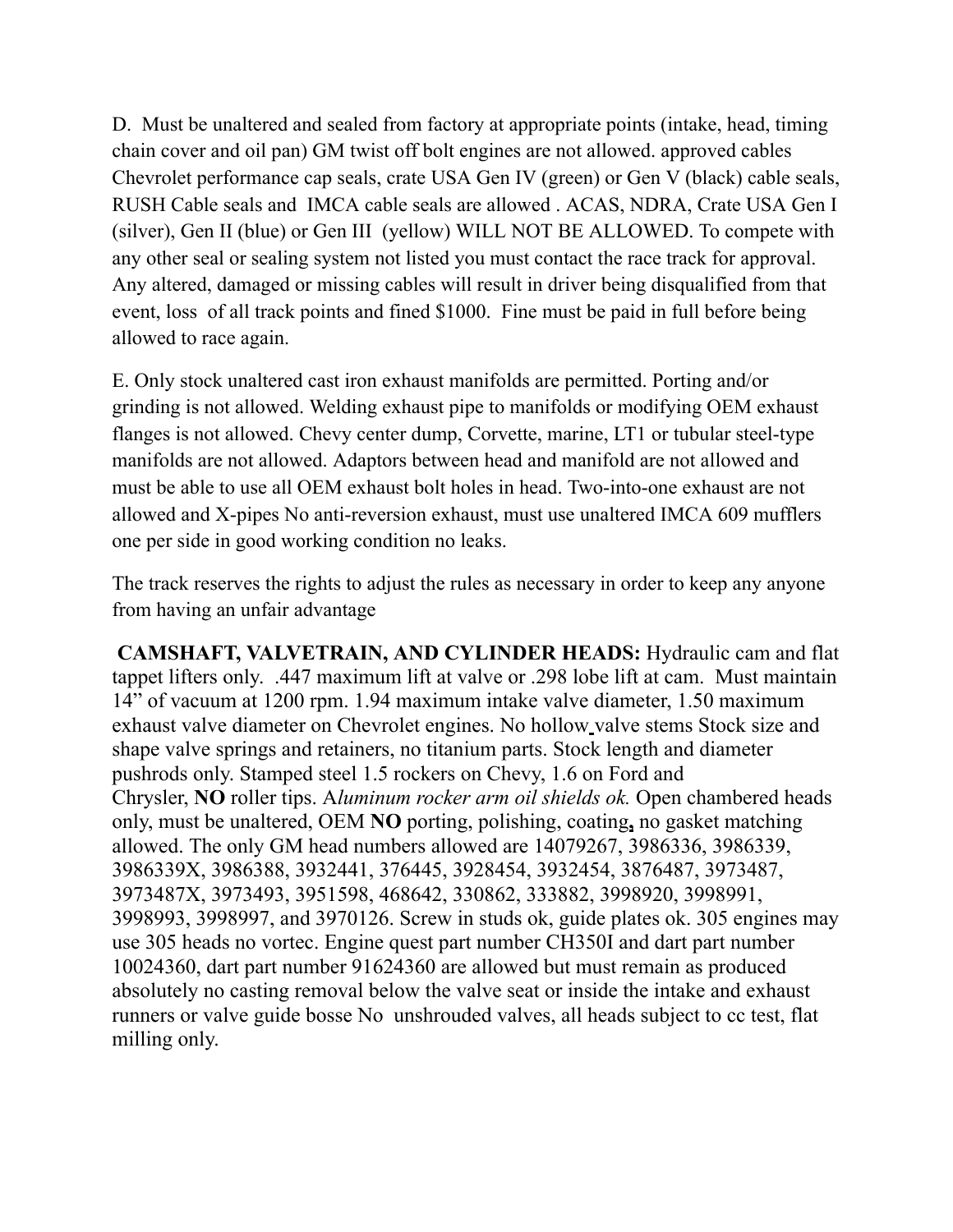D.  Must be unaltered and sealed from factory at appropriate points (intake, head, timing chain cover and oil pan) GM twist off bolt engines are not allowed. approved cables Chevrolet performance cap seals, crate USA Gen IV (green) or Gen V (black) cable seals, RUSH Cable seals and  IMCA cable seals are allowed . ACAS, NDRA, Crate USA Gen I (silver), Gen II (blue) or Gen III  (yellow) WILL NOT BE ALLOWED. To compete with any other seal or sealing system not listed you must contact the race track for approval. Any altered, damaged or missing cables will result in driver being disqualified from that event, loss  of all track points and fined $1000.  Fine must be paid in full before being allowed to race again.

E. Only stock unaltered cast iron exhaust manifolds are permitted. Porting and/or grinding is not allowed. Welding exhaust pipe to manifolds or modifying OEM exhaust flanges is not allowed. Chevy center dump, Corvette, marine, LT1 or tubular steel-type manifolds are not allowed. Adaptors between head and manifold are not allowed and must be able to use all OEM exhaust bolt holes in head. Two-into-one exhaust are not allowed and X-pipes No anti-reversion exhaust, must use unaltered IMCA 609 mufflers one per side in good working condition no leaks.

The track reserves the rights to adjust the rules as necessary in order to keep any anyone from having an unfair advantage

**CAMSHAFT, VALVETRAIN, AND CYLINDER HEADS:** Hydraulic cam and flat tappet lifters only.  .447 maximum lift at valve or .298 lobe lift at cam.  Must maintain 14” of vacuum at 1200 rpm. 1.94 maximum intake valve diameter, 1.50 maximum exhaust valve diameter on Chevrolet engines. No hollow valve stems Stock size and shape valve springs and retainers, no titanium parts. Stock length and diameter pushrods only. Stamped steel 1.5 rockers on Chevy, 1.6 on Ford and Chrysler, **NO** roller tips. A*luminum rocker arm oil shields ok.* Open chambered heads only, must be unaltered, OEM **NO** porting, polishing, coating**,** no gasket matching allowed. The only GM head numbers allowed are 14079267, 3986336, 3986339, 3986339X, 3986388, 3932441, 376445, 3928454, 3932454, 3876487, 3973487, 3973487X, 3973493, 3951598, 468642, 330862, 333882, 3998920, 3998991, 3998993, 3998997, and 3970126. Screw in studs ok, guide plates ok. 305 engines may use 305 heads no vortec. Engine quest part number CH350I and dart part number 10024360, dart part number 91624360 are allowed but must remain as produced absolutely no casting removal below the valve seat or inside the intake and exhaust runners or valve guide bosse No  unshrouded valves, all heads subject to cc test, flat milling only.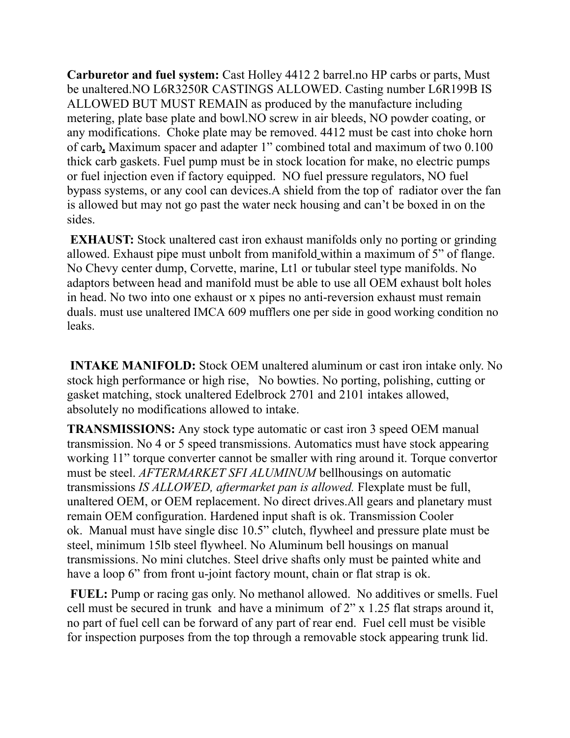**Carburetor and fuel system:** Cast Holley 4412 2 barrel.no HP carbs or parts, Must be unaltered.NO L6R3250R CASTINGS ALLOWED. Casting number L6R199B IS ALLOWED BUT MUST REMAIN as produced by the manufacture including metering, plate base plate and bowl.NO screw in air bleeds, NO powder coating, or any modifications. Choke plate may be removed. 4412 must be cast into choke horn of carb**.** Maximum spacer and adapter 1" combined total and maximum of two 0.100 thick carb gaskets. Fuel pump must be in stock location for make, no electric pumps or fuel injection even if factory equipped. NO fuel pressure regulators, NO fuel bypass systems, or any cool can devices.A shield from the top of radiator over the fan is allowed but may not go past the water neck housing and can't be boxed in on the sides.

**EXHAUST:** Stock unaltered cast iron exhaust manifolds only no porting or grinding allowed. Exhaust pipe must unbolt from manifold within a maximum of 5" of flange. No Chevy center dump, Corvette, marine, Lt1 or tubular steel type manifolds. No adaptors between head and manifold must be able to use all OEM exhaust bolt holes in head. No two into one exhaust or x pipes no anti-reversion exhaust must remain duals. must use unaltered IMCA 609 mufflers one per side in good working condition no leaks.

**INTAKE MANIFOLD:** Stock OEM unaltered aluminum or cast iron intake only. No stock high performance or high rise, No bowties. No porting, polishing, cutting or gasket matching, stock unaltered Edelbrock 2701 and 2101 intakes allowed, absolutely no modifications allowed to intake.

**TRANSMISSIONS:** Any stock type automatic or cast iron 3 speed OEM manual transmission. No 4 or 5 speed transmissions. Automatics must have stock appearing working 11" torque converter cannot be smaller with ring around it. Torque convertor must be steel. *AFTERMARKET SFI ALUMINUM* bellhousings on automatic transmissions *IS ALLOWED, aftermarket pan is allowed.* Flexplate must be full, unaltered OEM, or OEM replacement. No direct drives.All gears and planetary must remain OEM configuration. Hardened input shaft is ok. Transmission Cooler ok. Manual must have single disc 10.5" clutch, flywheel and pressure plate must be steel, minimum 15lb steel flywheel. No Aluminum bell housings on manual transmissions. No mini clutches. Steel drive shafts only must be painted white and have a loop 6" from front u-joint factory mount, chain or flat strap is ok.

**FUEL:** Pump or racing gas only. No methanol allowed. No additives or smells. Fuel cell must be secured in trunk and have a minimum of 2" x 1.25 flat straps around it, no part of fuel cell can be forward of any part of rear end. Fuel cell must be visible for inspection purposes from the top through a removable stock appearing trunk lid.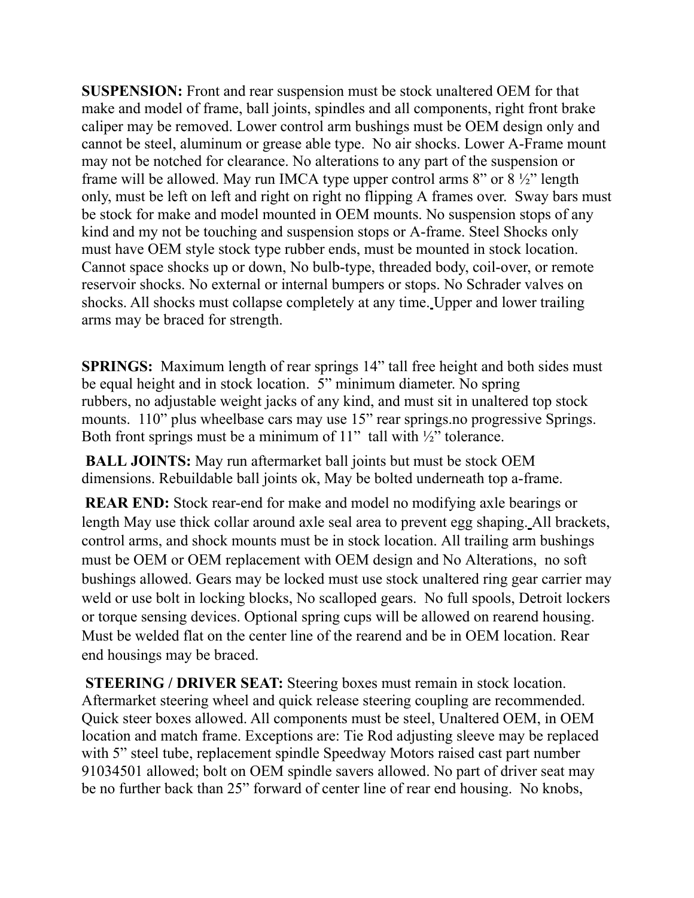**SUSPENSION:** Front and rear suspension must be stock unaltered OEM for that make and model of frame, ball joints, spindles and all components, right front brake caliper may be removed. Lower control arm bushings must be OEM design only and cannot be steel, aluminum or grease able type. No air shocks. Lower A-Frame mount may not be notched for clearance. No alterations to any part of the suspension or frame will be allowed. May run IMCA type upper control arms 8" or 8 ½" length only, must be left on left and right on right no flipping A frames over. Sway bars must be stock for make and model mounted in OEM mounts. No suspension stops of any kind and my not be touching and suspension stops or A-frame. Steel Shocks only must have OEM style stock type rubber ends, must be mounted in stock location. Cannot space shocks up or down, No bulb-type, threaded body, coil-over, or remote reservoir shocks. No external or internal bumpers or stops. No Schrader valves on shocks. All shocks must collapse completely at any time. Upper and lower trailing arms may be braced for strength.

**SPRINGS:** Maximum length of rear springs 14" tall free height and both sides must be equal height and in stock location. 5" minimum diameter. No spring rubbers, no adjustable weight jacks of any kind, and must sit in unaltered top stock mounts. 110" plus wheelbase cars may use 15" rear springs.no progressive Springs. Both front springs must be a minimum of 11" tall with ½" tolerance.

**BALL JOINTS:** May run aftermarket ball joints but must be stock OEM dimensions. Rebuildable ball joints ok, May be bolted underneath top a-frame.

**REAR END:** Stock rear-end for make and model no modifying axle bearings or length May use thick collar around axle seal area to prevent egg shaping. All brackets, control arms, and shock mounts must be in stock location. All trailing arm bushings must be OEM or OEM replacement with OEM design and No Alterations, no soft bushings allowed. Gears may be locked must use stock unaltered ring gear carrier may weld or use bolt in locking blocks, No scalloped gears. No full spools, Detroit lockers or torque sensing devices. Optional spring cups will be allowed on rearend housing. Must be welded flat on the center line of the rearend and be in OEM location. Rear end housings may be braced.

**STEERING / DRIVER SEAT:** Steering boxes must remain in stock location. Aftermarket steering wheel and quick release steering coupling are recommended. Quick steer boxes allowed. All components must be steel, Unaltered OEM, in OEM location and match frame. Exceptions are: Tie Rod adjusting sleeve may be replaced with 5" steel tube, replacement spindle Speedway Motors raised cast part number 91034501 allowed; bolt on OEM spindle savers allowed. No part of driver seat may be no further back than 25" forward of center line of rear end housing. No knobs,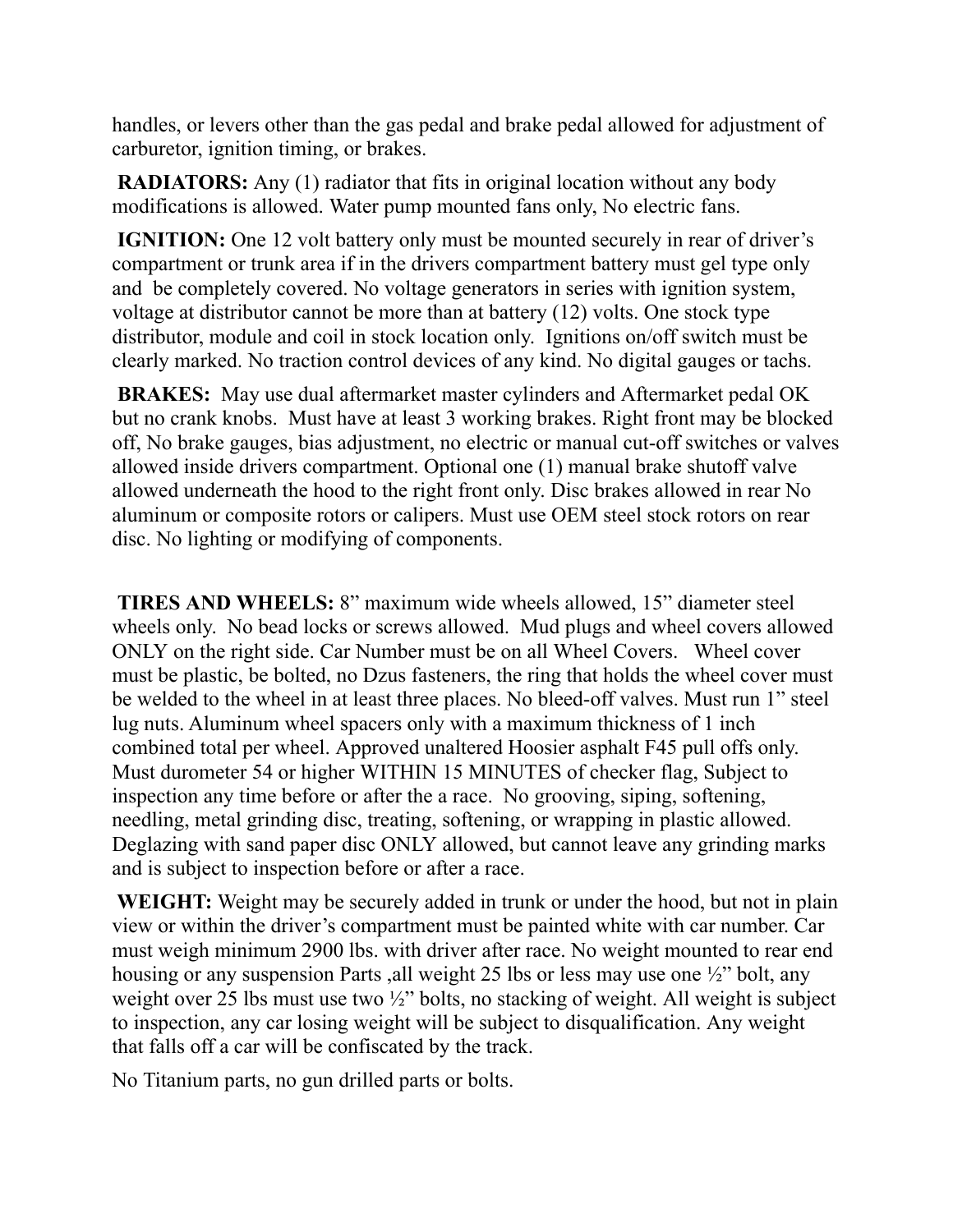handles, or levers other than the gas pedal and brake pedal allowed for adjustment of carburetor, ignition timing, or brakes.

**RADIATORS:** Any (1) radiator that fits in original location without any body modifications is allowed. Water pump mounted fans only, No electric fans.

**IGNITION:** One 12 volt battery only must be mounted securely in rear of driver's compartment or trunk area if in the drivers compartment battery must gel type only and be completely covered. No voltage generators in series with ignition system, voltage at distributor cannot be more than at battery (12) volts. One stock type distributor, module and coil in stock location only. Ignitions on/off switch must be clearly marked. No traction control devices of any kind. No digital gauges or tachs.

**BRAKES:** May use dual aftermarket master cylinders and Aftermarket pedal OK but no crank knobs. Must have at least 3 working brakes. Right front may be blocked off, No brake gauges, bias adjustment, no electric or manual cut-off switches or valves allowed inside drivers compartment. Optional one (1) manual brake shutoff valve allowed underneath the hood to the right front only. Disc brakes allowed in rear No aluminum or composite rotors or calipers. Must use OEM steel stock rotors on rear disc. No lighting or modifying of components.

**TIRES AND WHEELS:** 8" maximum wide wheels allowed, 15" diameter steel wheels only. No bead locks or screws allowed. Mud plugs and wheel covers allowed ONLY on the right side. Car Number must be on all Wheel Covers. Wheel cover must be plastic, be bolted, no Dzus fasteners, the ring that holds the wheel cover must be welded to the wheel in at least three places. No bleed-off valves. Must run 1" steel lug nuts. Aluminum wheel spacers only with a maximum thickness of 1 inch combined total per wheel. Approved unaltered Hoosier asphalt F45 pull offs only. Must durometer 54 or higher WITHIN 15 MINUTES of checker flag, Subject to inspection any time before or after the a race. No grooving, siping, softening, needling, metal grinding disc, treating, softening, or wrapping in plastic allowed. Deglazing with sand paper disc ONLY allowed, but cannot leave any grinding marks and is subject to inspection before or after a race.

**WEIGHT:** Weight may be securely added in trunk or under the hood, but not in plain view or within the driver's compartment must be painted white with car number. Car must weigh minimum 2900 lbs. with driver after race. No weight mounted to rear end housing or any suspension Parts ,all weight 25 lbs or less may use one ½" bolt, any weight over 25 lbs must use two ½" bolts, no stacking of weight. All weight is subject to inspection, any car losing weight will be subject to disqualification. Any weight that falls off a car will be confiscated by the track.

No Titanium parts, no gun drilled parts or bolts.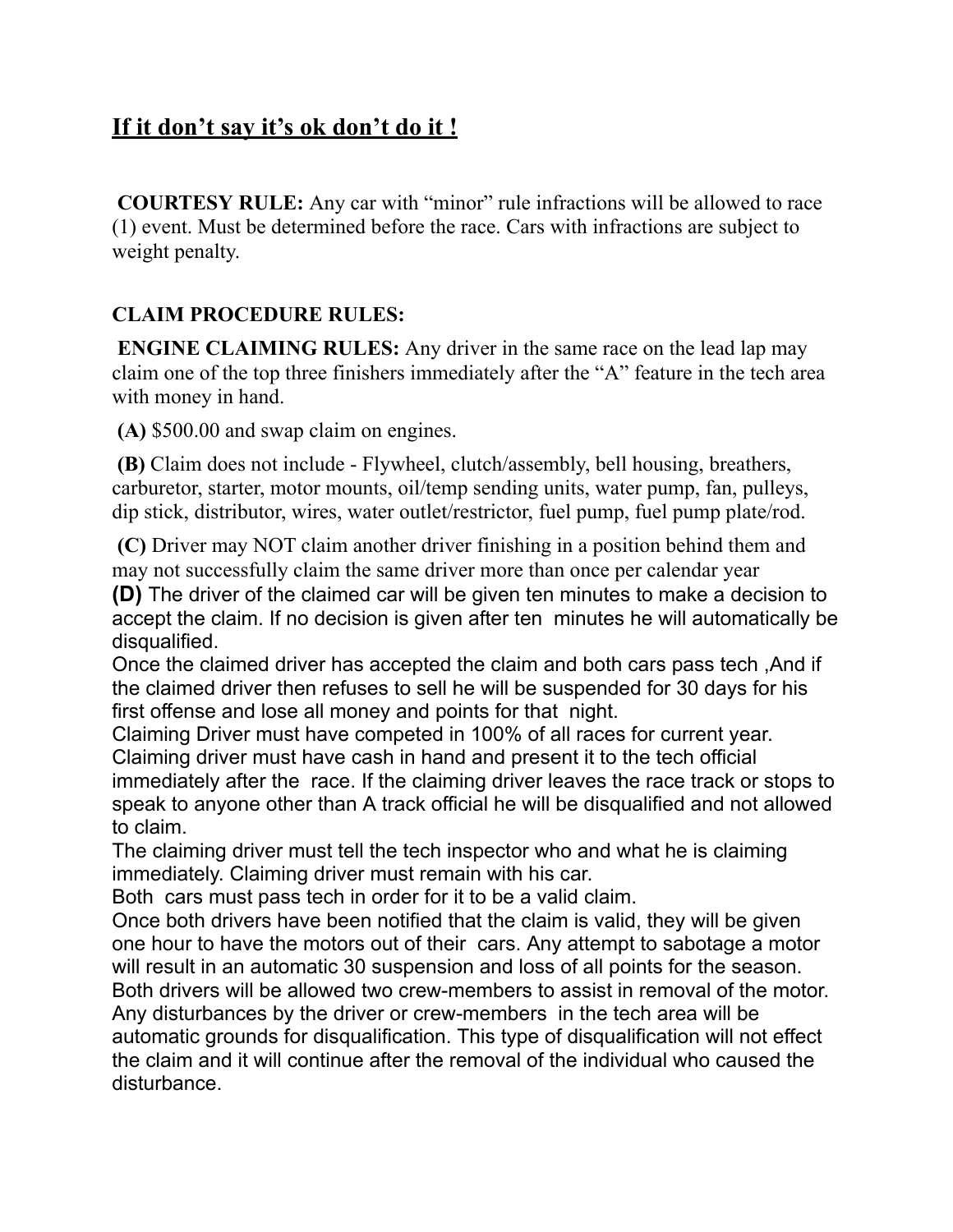**<u>If it don't say it's ok don't do it !</u>**

**COURTESY RULE:** Any car with "minor" rule infractions will be allowed to race (1) event. Must be determined before the race. Cars with infractions are subject to weight penalty.

**CLAIM PROCEDURE RULES:**

**ENGINE CLAIMING RULES:** Any driver in the same race on the lead lap may claim one of the top three finishers immediately after the "A" feature in the tech area with money in hand.

**(A)** $500.00 and swap claim on engines.

**(B)** Claim does not include - Flywheel, clutch/assembly, bell housing, breathers, carburetor, starter, motor mounts, oil/temp sending units, water pump, fan, pulleys, dip stick, distributor, wires, water outlet/restrictor, fuel pump, fuel pump plate/rod.

**(C)** Driver may NOT claim another driver finishing in a position behind them and may not successfully claim the same driver more than once per calendar year

**(D)** The driver of the claimed car will be given ten minutes to make a decision to accept the claim. If no decision is given after ten minutes he will automatically be disqualified.

Once the claimed driver has accepted the claim and both cars pass tech ,And if the claimed driver then refuses to sell he will be suspended for 30 days for his first offense and lose all money and points for that night.

Claiming Driver must have competed in 100% of all races for current year.

Claiming driver must have cash in hand and present it to the tech official immediately after the race. If the claiming driver leaves the race track or stops to speak to anyone other than A track official he will be disqualified and not allowed to claim.

The claiming driver must tell the tech inspector who and what he is claiming immediately. Claiming driver must remain with his car.

Both cars must pass tech in order for it to be a valid claim.

Once both drivers have been notified that the claim is valid, they will be given one hour to have the motors out of their cars. Any attempt to sabotage a motor will result in an automatic 30 suspension and loss of all points for the season.

Both drivers will be allowed two crew-members to assist in removal of the motor.

Any disturbances by the driver or crew-members in the tech area will be automatic grounds for disqualification. This type of disqualification will not effect the claim and it will continue after the removal of the individual who caused the disturbance.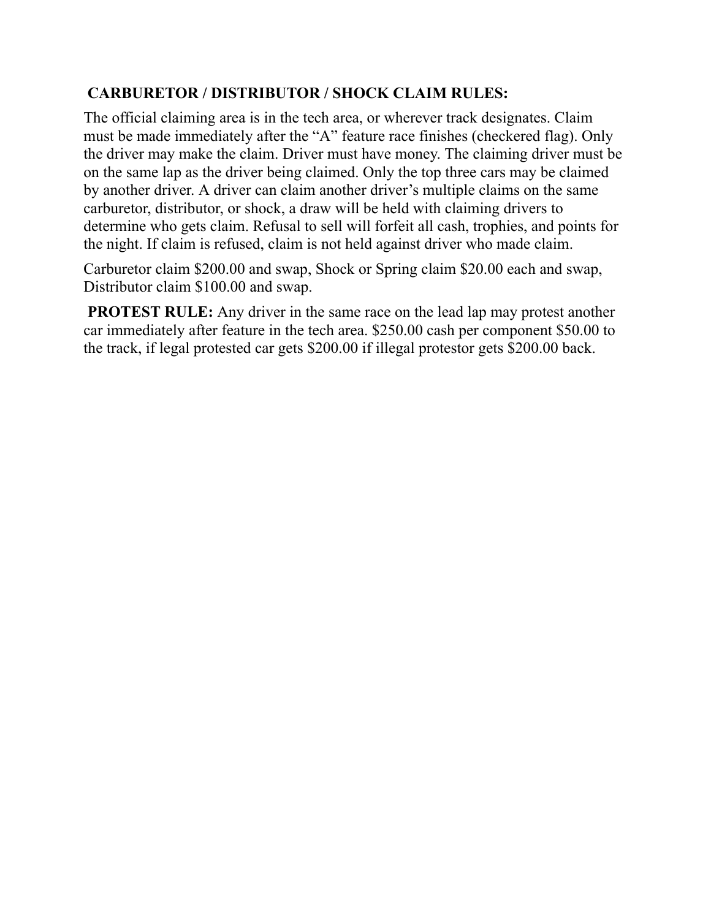**CARBURETOR / DISTRIBUTOR / SHOCK CLAIM RULES:**

The official claiming area is in the tech area, or wherever track designates. Claim must be made immediately after the "A" feature race finishes (checkered flag). Only the driver may make the claim. Driver must have money. The claiming driver must be on the same lap as the driver being claimed. Only the top three cars may be claimed by another driver. A driver can claim another driver's multiple claims on the same carburetor, distributor, or shock, a draw will be held with claiming drivers to determine who gets claim. Refusal to sell will forfeit all cash, trophies, and points for the night. If claim is refused, claim is not held against driver who made claim.

Carburetor claim $200.00 and swap, Shock or Spring claim $20.00 each and swap, Distributor claim $100.00 and swap.

**PROTEST RULE:** Any driver in the same race on the lead lap may protest another car immediately after feature in the tech area. $250.00 cash per component $50.00 to the track, if legal protested car gets $200.00 if illegal protestor gets $200.00 back.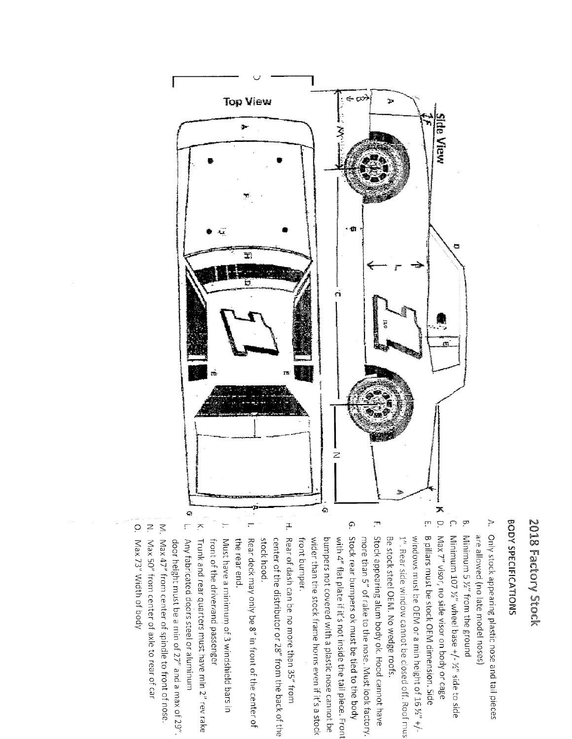# 2018 Factory Stock

## BODY SPECIFICATIONS

A. Only stock appearing plastic nose and tail pieces are allowed (no late model noses)

B. Minimum 5 ½" from the ground

C. Minimum 107 ½" wheel base +/- ½" side to side

D. Max 7" visor, no side visor on body or cage

E. B pillars must be stock OEM dimension. Side windows must be OEM or a min height of 16 ½" +/- 1". Rear side window cannot be closed off. Roof mus Be stock steel OEM. No wedge roofs.

F. Stock appearing alum body ok. Hood cannot have more than 5" of rake to the nose. Must look factory.

G. Stock rear bumpers ok must be tied to the body with 4" flat plate if it's not inside the tail piece. Front bumpers not covered with a plastic nose cannot be wider than the stock frame horns even if it's a stock front bumper.

H. Rear of dash can be no more than 35" from center of the distributor or 28" from the back of the stock hood.

I. Rear deck may only be 8" in front of the center of the rear end.

J. Must have a minimum of 3 windshield bars in front of the driver and passenger

K. Trunk and rear quarters must have min 2" rev rake

L. Any fabricated doors steel or aluminum door height must be a min of 27" and a max of 29".

M. Max 47" from center of spindle to front of nose.

N. Max 50" from center of axle to rear of car

O. Max 73" Width of body

Side View

Top View